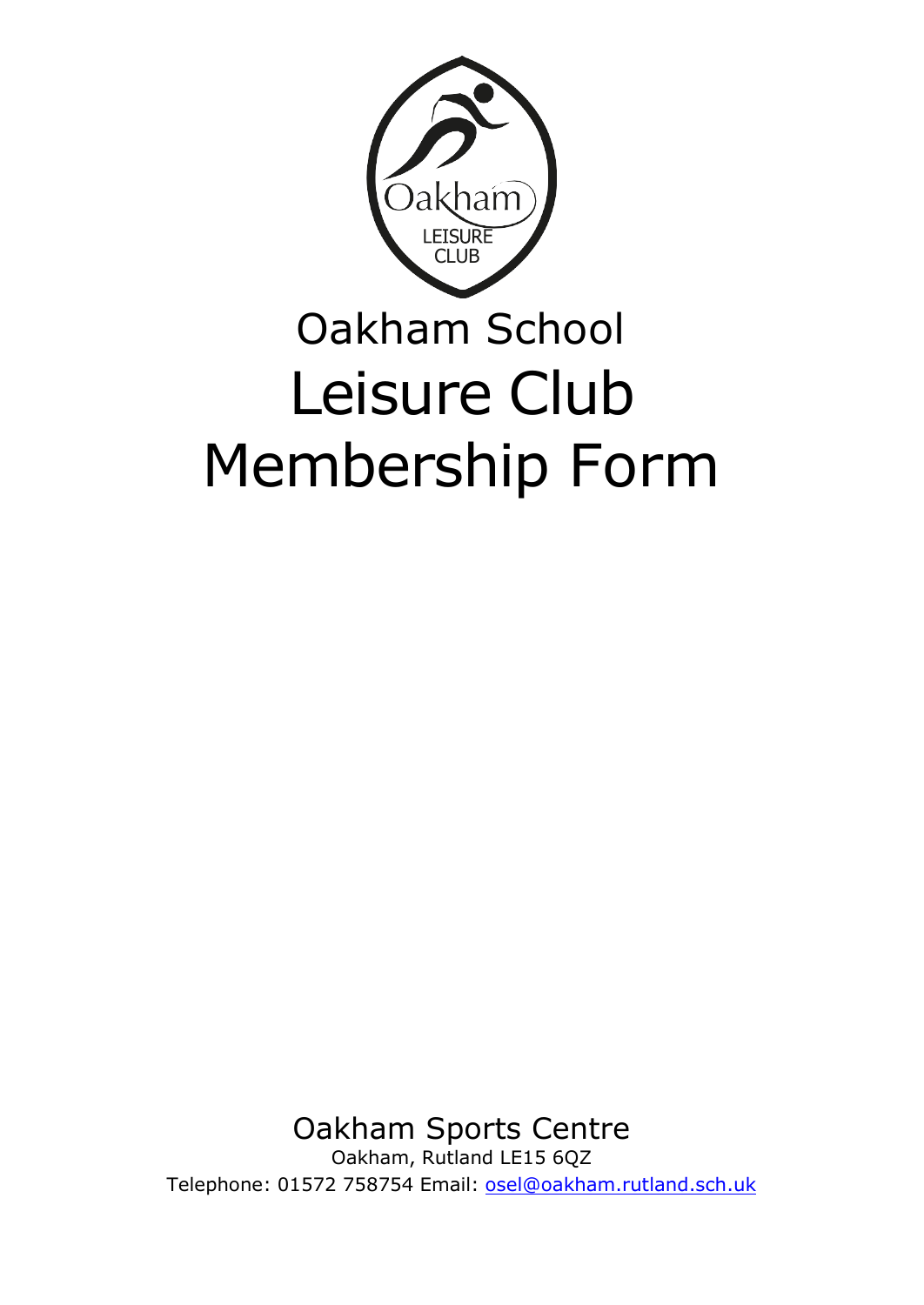# Oakham School
# Leisure Club
# Membership Form

Oakham Sports Centre

Oakham, Rutland LE15 6QZ

Telephone: 01572 758754 Email: osel@oakham.rutland.sch.uk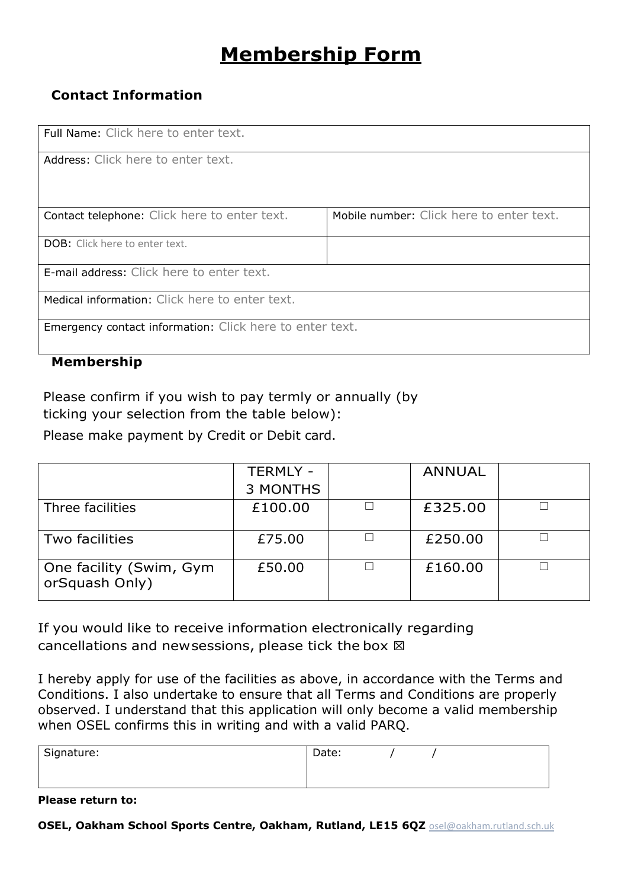# Membership Form

## Contact Information

| | |
|---|---|
| Full Name: Click here to enter text. | |
| Address: Click here to enter text. | |
| Contact telephone: Click here to enter text. | Mobile number: Click here to enter text. |
| DOB: Click here to enter text. | |
| E-mail address: Click here to enter text. | |
| Medical information: Click here to enter text. | |
| Emergency contact information: Click here to enter text. | |

## Membership

Please confirm if you wish to pay termly or annually (by ticking your selection from the table below):

Please make payment by Credit or Debit card.

| | TERMLY - 3 MONTHS | | ANNUAL | |
|---|---|---|---|---|
| Three facilities | £100.00 | ☐ | £325.00 | ☐ |
| Two facilities | £75.00 | ☐ | £250.00 | ☐ |
| One facility (Swim, Gym orSquash Only) | £50.00 | ☐ | £160.00 | ☐ |

If you would like to receive information electronically regarding cancellations and newsessions, please tick the box ☒

I hereby apply for use of the facilities as above, in accordance with the Terms and Conditions. I also undertake to ensure that all Terms and Conditions are properly observed. I understand that this application will only become a valid membership when OSEL confirms this in writing and with a valid PARQ.

| | |
|---|---|
| Signature: | Date: / / |

**Please return to:**

**OSEL, Oakham School Sports Centre, Oakham, Rutland, LE15 6QZ** osel@oakham.rutland.sch.uk